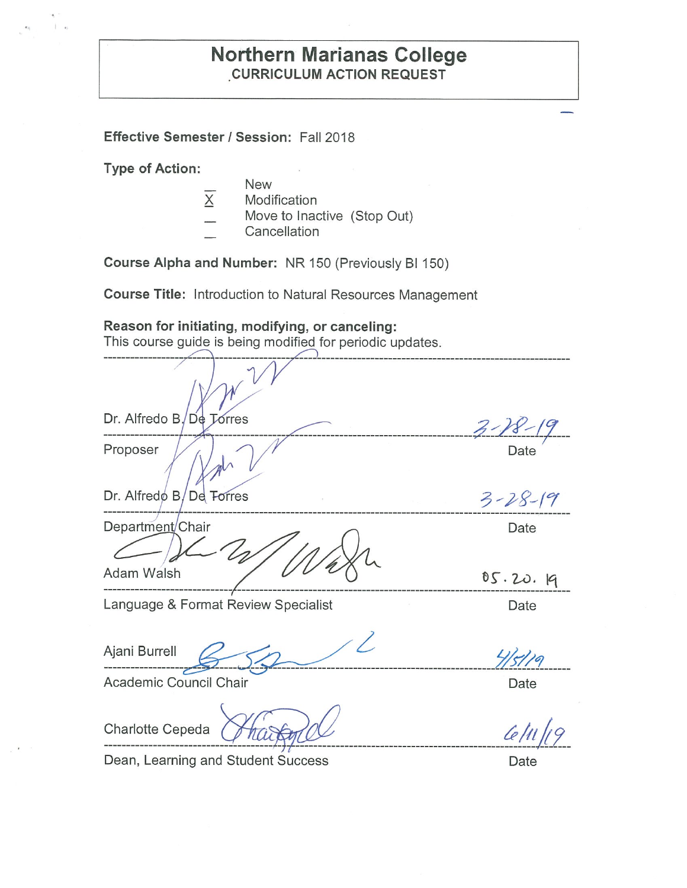# Northern Marianas College

**CURRICULUM ACTION REQUEST**

**Effective Semester / Session:** Fall 2018

**Type of Action:**

- \_ New
- X Modification
- \_ Move to Inactive (Stop Out)
- \_ Cancellation

**Course Alpha and Number:** NR 150 (Previously BI 150)

**Course Title:** Introduction to Natural Resources Management

**Reason for initiating, modifying, or canceling:**
This course guide is being modified for periodic updates.

---

Dr. Alfredo B. De Torres — 3-28-19

Proposer — Date

Dr. Alfredo B. De Torres — 3-28-19

Department Chair — Date

Adam Walsh — 05.20.19

Language & Format Review Specialist — Date

Ajani Burrell — 4/5/19

Academic Council Chair — Date

Charlotte Cepeda — 6/11/19

Dean, Learning and Student Success — Date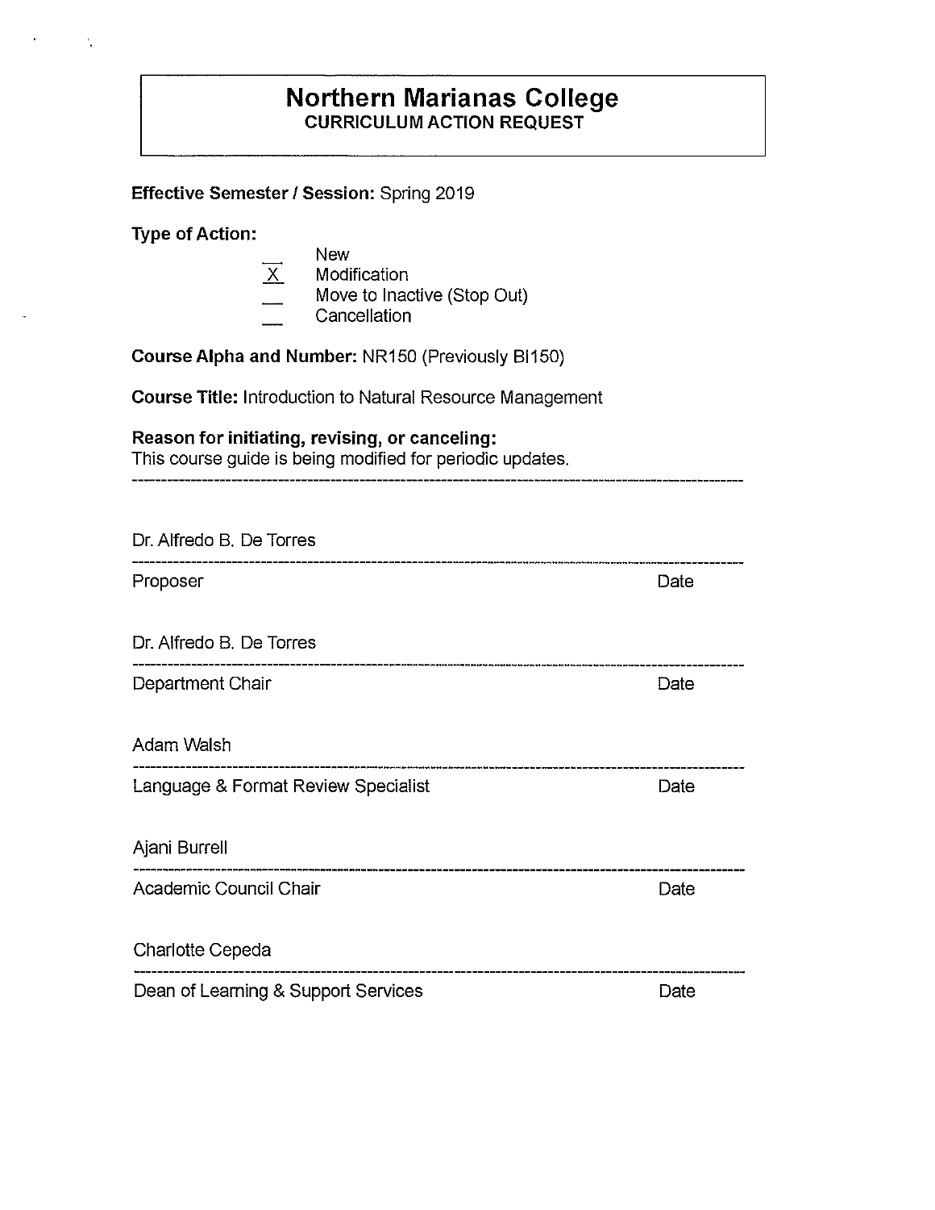# Northern Marianas College

## CURRICULUM ACTION REQUEST

**Effective Semester / Session:** Spring 2019

**Type of Action:**

- ___ New
- _X_ Modification
- ___ Move to Inactive (Stop Out)
- ___ Cancellation

**Course Alpha and Number:** NR150 (Previously BI150)

**Course Title:** Introduction to Natural Resource Management

**Reason for initiating, revising, or canceling:**
This course guide is being modified for periodic updates.

---

Dr. Alfredo B. De Torres

Proposer — Date

Dr. Alfredo B. De Torres

Department Chair — Date

Adam Walsh

Language & Format Review Specialist — Date

Ajani Burrell

Academic Council Chair — Date

Charlotte Cepeda

Dean of Learning & Support Services — Date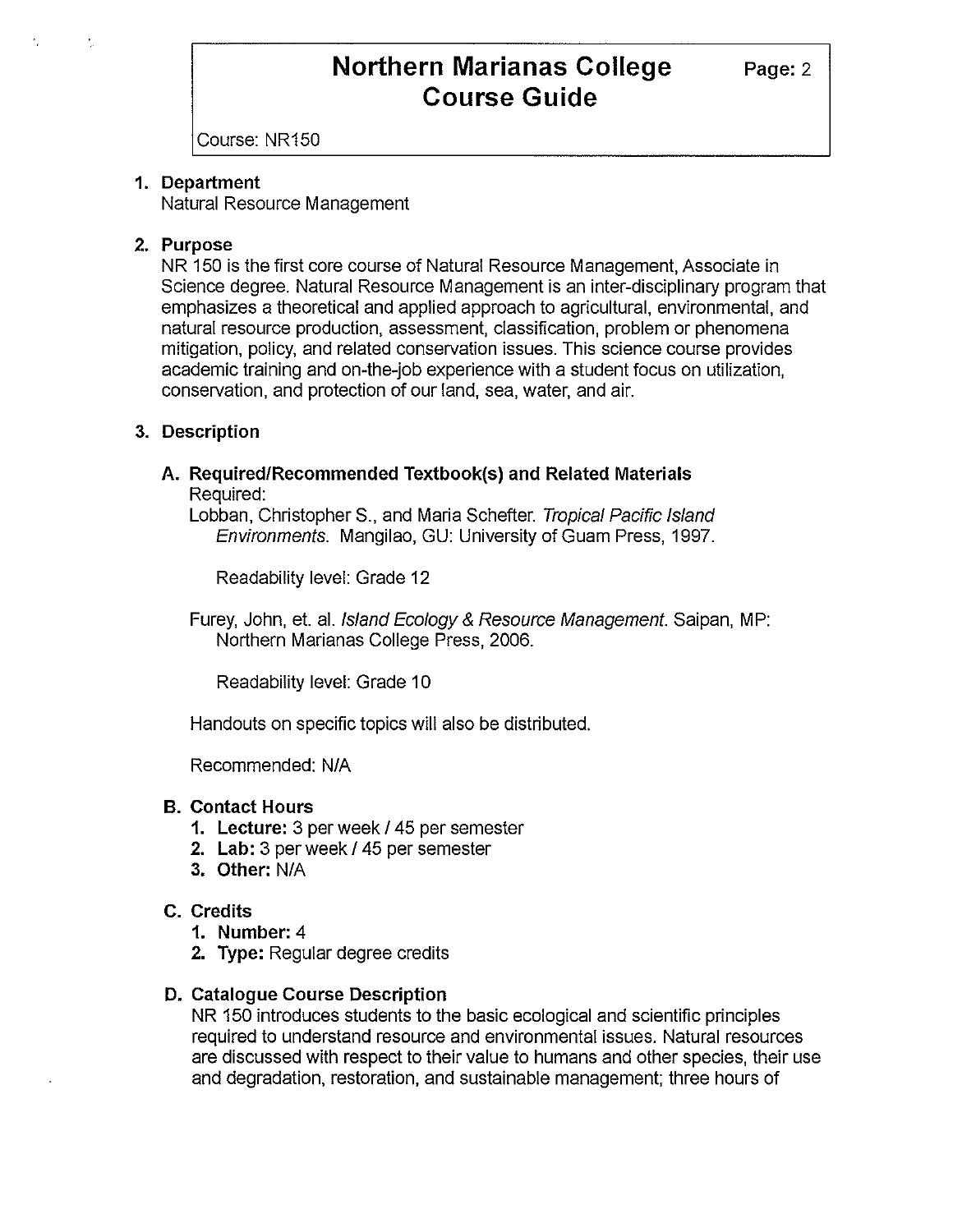Course: NR150

## 1. Department

Natural Resource Management

## 2. Purpose

NR 150 is the first core course of Natural Resource Management, Associate in Science degree. Natural Resource Management is an inter-disciplinary program that emphasizes a theoretical and applied approach to agricultural, environmental, and natural resource production, assessment, classification, problem or phenomena mitigation, policy, and related conservation issues. This science course provides academic training and on-the-job experience with a student focus on utilization, conservation, and protection of our land, sea, water, and air.

## 3. Description

### A. Required/Recommended Textbook(s) and Related Materials

Required:

Lobban, Christopher S., and Maria Schefter. *Tropical Pacific Island Environments*. Mangilao, GU: University of Guam Press, 1997.

Readability level: Grade 12

Furey, John, et. al. *Island Ecology & Resource Management*. Saipan, MP: Northern Marianas College Press, 2006.

Readability level: Grade 10

Handouts on specific topics will also be distributed.

Recommended: N/A

### B. Contact Hours

1. **Lecture:** 3 per week / 45 per semester
2. **Lab:** 3 per week / 45 per semester
3. **Other:** N/A

### C. Credits

1. **Number:** 4
2. **Type:** Regular degree credits

### D. Catalogue Course Description

NR 150 introduces students to the basic ecological and scientific principles required to understand resource and environmental issues. Natural resources are discussed with respect to their value to humans and other species, their use and degradation, restoration, and sustainable management; three hours of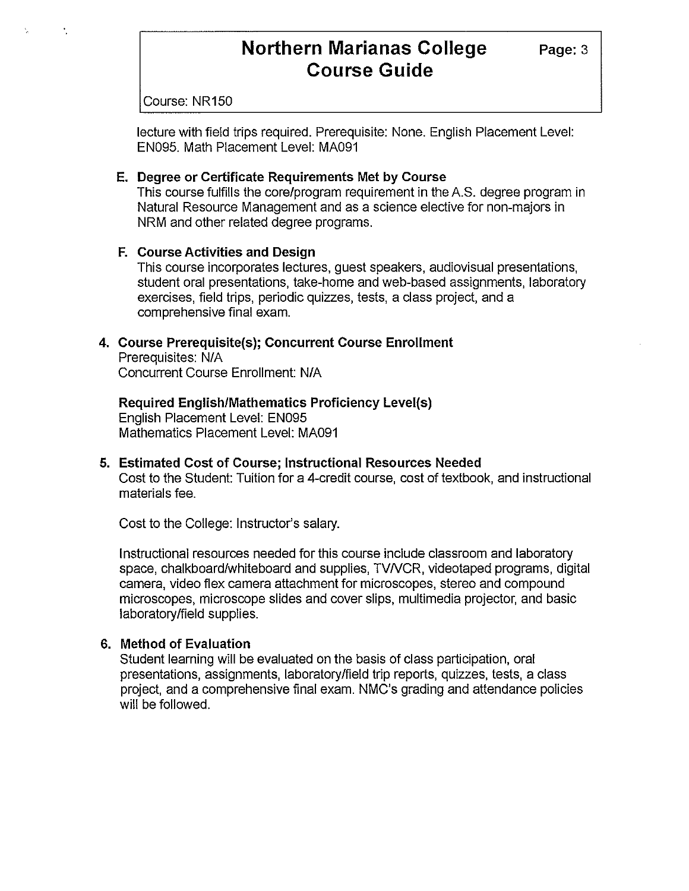lecture with field trips required. Prerequisite: None. English Placement Level: EN095. Math Placement Level: MA091

**E. Degree or Certificate Requirements Met by Course**

This course fulfills the core/program requirement in the A.S. degree program in Natural Resource Management and as a science elective for non-majors in NRM and other related degree programs.

**F. Course Activities and Design**

This course incorporates lectures, guest speakers, audiovisual presentations, student oral presentations, take-home and web-based assignments, laboratory exercises, field trips, periodic quizzes, tests, a class project, and a comprehensive final exam.

## 4. Course Prerequisite(s); Concurrent Course Enrollment

Prerequisites: N/A
Concurrent Course Enrollment: N/A

**Required English/Mathematics Proficiency Level(s)**

English Placement Level: EN095
Mathematics Placement Level: MA091

## 5. Estimated Cost of Course; Instructional Resources Needed

Cost to the Student: Tuition for a 4-credit course, cost of textbook, and instructional materials fee.

Cost to the College: Instructor's salary.

Instructional resources needed for this course include classroom and laboratory space, chalkboard/whiteboard and supplies, TV/VCR, videotaped programs, digital camera, video flex camera attachment for microscopes, stereo and compound microscopes, microscope slides and cover slips, multimedia projector, and basic laboratory/field supplies.

## 6. Method of Evaluation

Student learning will be evaluated on the basis of class participation, oral presentations, assignments, laboratory/field trip reports, quizzes, tests, a class project, and a comprehensive final exam. NMC's grading and attendance policies will be followed.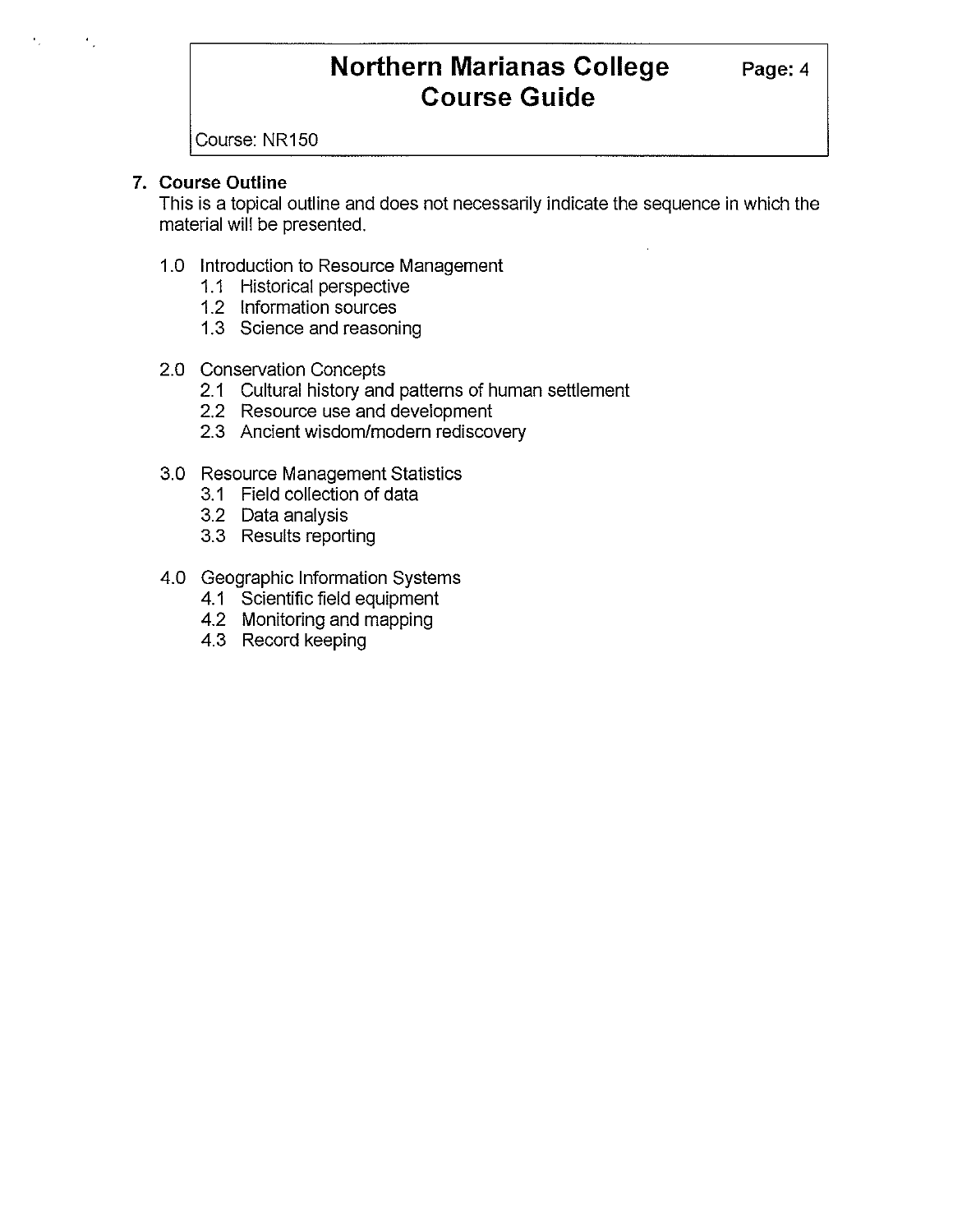**7. Course Outline**

This is a topical outline and does not necessarily indicate the sequence in which the material will be presented.

1.0 Introduction to Resource Management
- 1.1 Historical perspective
- 1.2 Information sources
- 1.3 Science and reasoning

2.0 Conservation Concepts
- 2.1 Cultural history and patterns of human settlement
- 2.2 Resource use and development
- 2.3 Ancient wisdom/modern rediscovery

3.0 Resource Management Statistics
- 3.1 Field collection of data
- 3.2 Data analysis
- 3.3 Results reporting

4.0 Geographic Information Systems
- 4.1 Scientific field equipment
- 4.2 Monitoring and mapping
- 4.3 Record keeping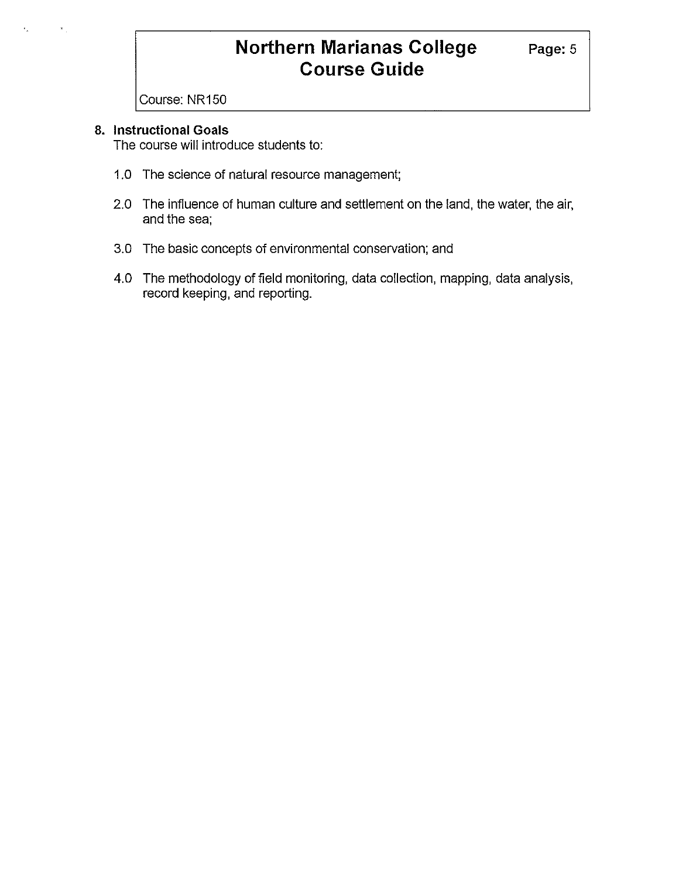**8. Instructional Goals**

The course will introduce students to:

1.0 The science of natural resource management;

2.0 The influence of human culture and settlement on the land, the water, the air, and the sea;

3.0 The basic concepts of environmental conservation; and

4.0 The methodology of field monitoring, data collection, mapping, data analysis, record keeping, and reporting.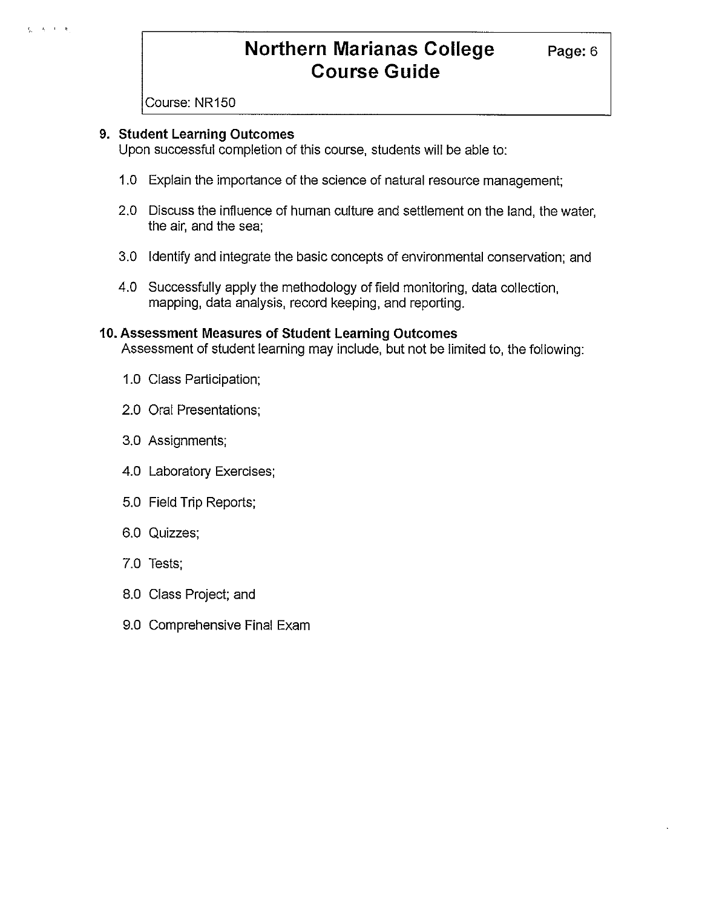## 9. Student Learning Outcomes

Upon successful completion of this course, students will be able to:

1.0 Explain the importance of the science of natural resource management;

2.0 Discuss the influence of human culture and settlement on the land, the water, the air, and the sea;

3.0 Identify and integrate the basic concepts of environmental conservation; and

4.0 Successfully apply the methodology of field monitoring, data collection, mapping, data analysis, record keeping, and reporting.

## 10. Assessment Measures of Student Learning Outcomes

Assessment of student learning may include, but not be limited to, the following:

1.0 Class Participation;

2.0 Oral Presentations;

3.0 Assignments;

4.0 Laboratory Exercises;

5.0 Field Trip Reports;

6.0 Quizzes;

7.0 Tests;

8.0 Class Project; and

9.0 Comprehensive Final Exam